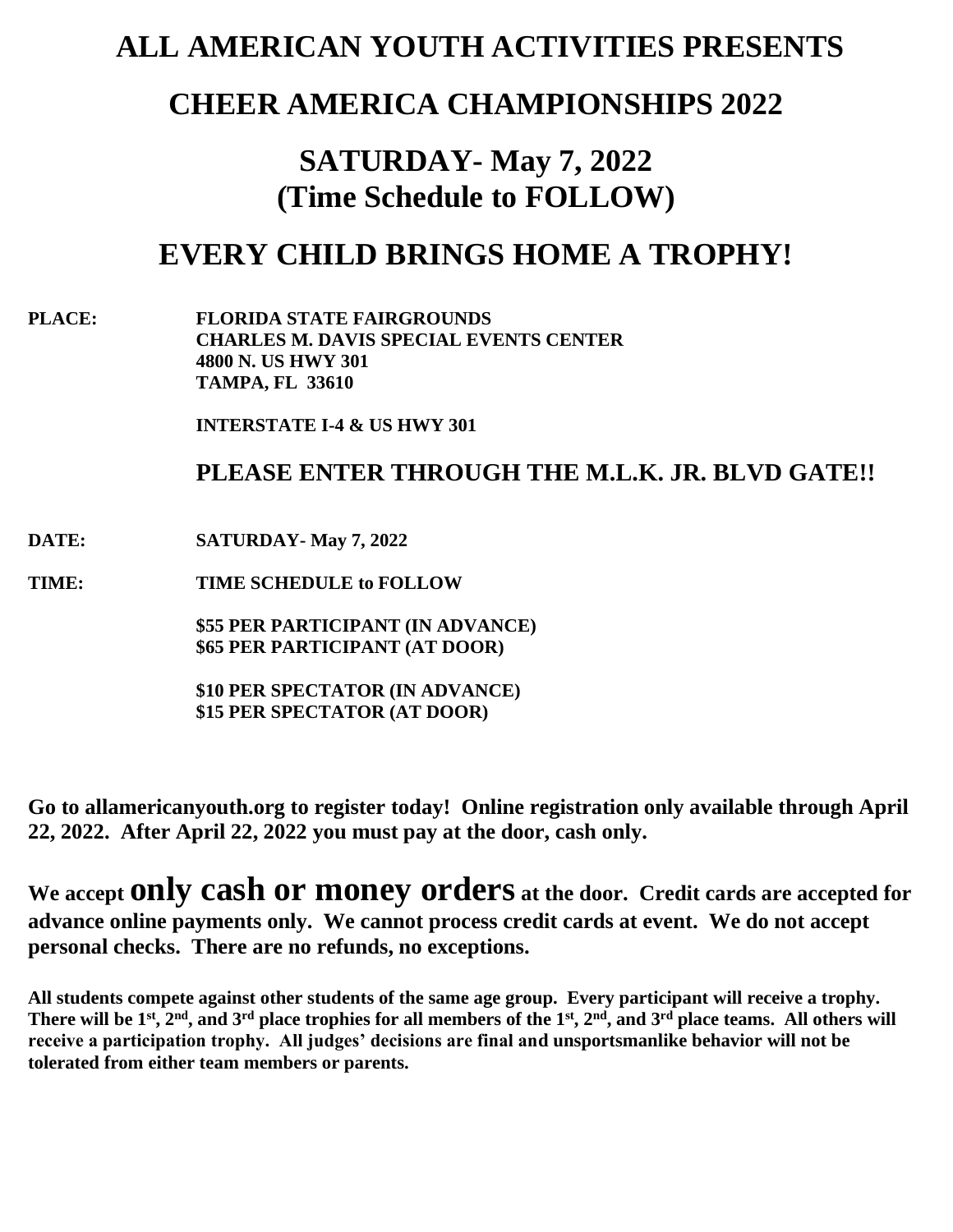# ALL AMERICAN YOUTH ACTIVITIES PRESENTS

# CHEER AMERICA CHAMPIONSHIPS 2022

## SATURDAY- May 7, 2022
## (Time Schedule to FOLLOW)

# EVERY CHILD BRINGS HOME A TROPHY!

**PLACE:** **FLORIDA STATE FAIRGROUNDS**
**CHARLES M. DAVIS SPECIAL EVENTS CENTER**
**4800 N. US HWY 301**
**TAMPA, FL 33610**

**INTERSTATE I-4 & US HWY 301**

**PLEASE ENTER THROUGH THE M.L.K. JR. BLVD GATE!!**

**DATE:** **SATURDAY- May 7, 2022**

**TIME:** **TIME SCHEDULE to FOLLOW**

**$55 PER PARTICIPANT (IN ADVANCE)**
**$65 PER PARTICIPANT (AT DOOR)**

**$10 PER SPECTATOR (IN ADVANCE)**
**$15 PER SPECTATOR (AT DOOR)**

**Go to allamericanyouth.org to register today! Online registration only available through April 22, 2022. After April 22, 2022 you must pay at the door, cash only.**

**We accept only cash or money orders at the door. Credit cards are accepted for advance online payments only. We cannot process credit cards at event. We do not accept personal checks. There are no refunds, no exceptions.**

**All students compete against other students of the same age group. Every participant will receive a trophy. There will be 1st, 2nd, and 3rd place trophies for all members of the 1st, 2nd, and 3rd place teams. All others will receive a participation trophy. All judges' decisions are final and unsportsmanlike behavior will not be tolerated from either team members or parents.**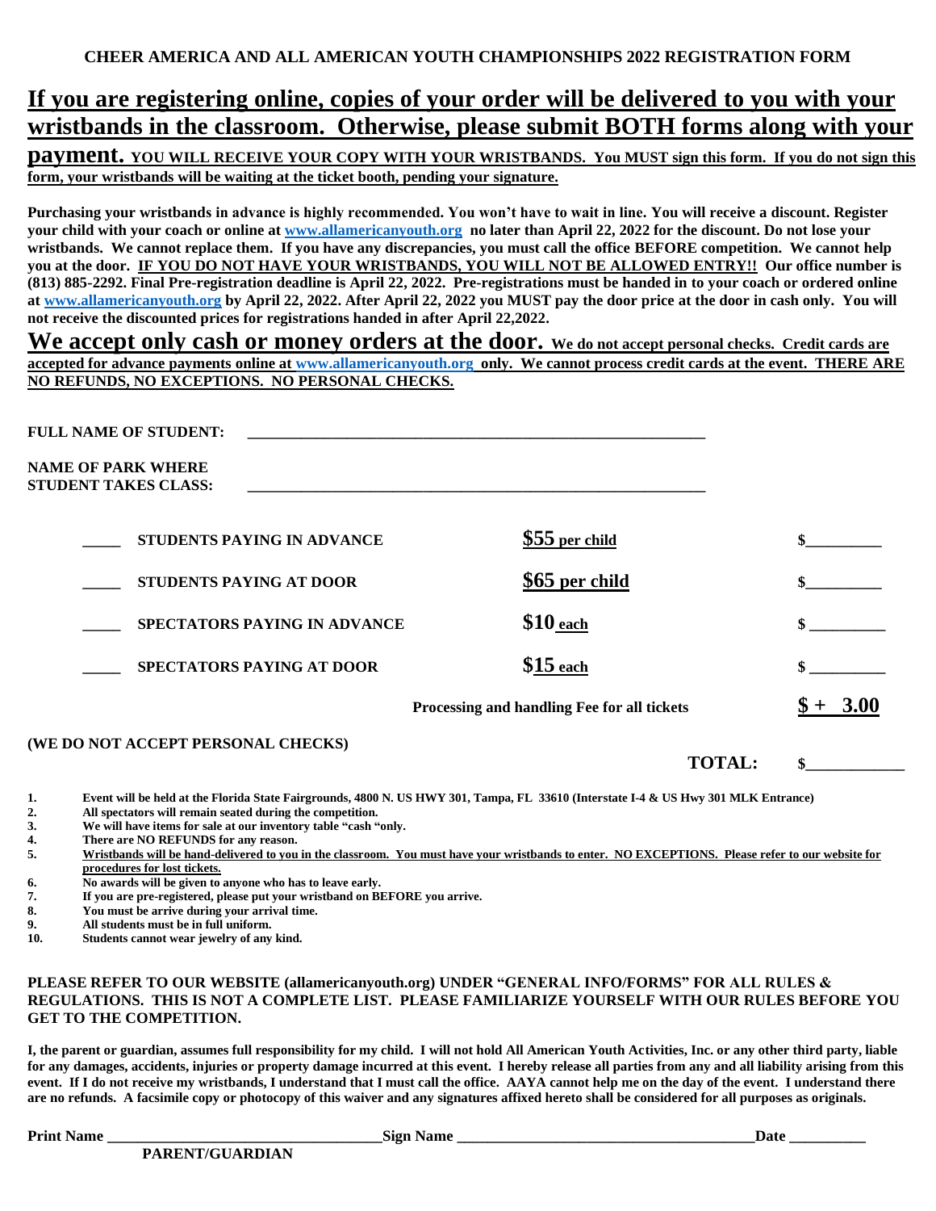**CHEER AMERICA AND ALL AMERICAN YOUTH CHAMPIONSHIPS 2022 REGISTRATION FORM**

# If you are registering online, copies of your order will be delivered to you with your wristbands in the classroom. Otherwise, please submit BOTH forms along with your payment. YOU WILL RECEIVE YOUR COPY WITH YOUR WRISTBANDS. You MUST sign this form. If you do not sign this form, your wristbands will be waiting at the ticket booth, pending your signature.

**Purchasing your wristbands in advance is highly recommended. You won't have to wait in line. You will receive a discount. Register your child with your coach or online at www.allamericanyouth.org no later than April 22, 2022 for the discount. Do not lose your wristbands. We cannot replace them. If you have any discrepancies, you must call the office BEFORE competition. We cannot help you at the door. IF YOU DO NOT HAVE YOUR WRISTBANDS, YOU WILL NOT BE ALLOWED ENTRY!! Our office number is (813) 885-2292. Final Pre-registration deadline is April 22, 2022. Pre-registrations must be handed in to your coach or ordered online at www.allamericanyouth.org by April 22, 2022. After April 22, 2022 you MUST pay the door price at the door in cash only. You will not receive the discounted prices for registrations handed in after April 22,2022.**

## We accept only cash or money orders at the door. We do not accept personal checks. Credit cards are accepted for advance payments online at www.allamericanyouth.org only. We cannot process credit cards at the event. THERE ARE NO REFUNDS, NO EXCEPTIONS. NO PERSONAL CHECKS.

**FULL NAME OF STUDENT:** ____________________________________________

**NAME OF PARK WHERE STUDENT TAKES CLASS:** ____________________________________________

| | | | |
|---|---|---|---|
| _____ | **STUDENTS PAYING IN ADVANCE** | **$55 per child** | $_________ |
| _____ | **STUDENTS PAYING AT DOOR** | **$65 per child** | $_________ |
| _____ | **SPECTATORS PAYING IN ADVANCE** | **$10 each** | $ _________ |
| _____ | **SPECTATORS PAYING AT DOOR** | **$15 each** | $ _________ |
| | | **Processing and handling Fee for all tickets** | **$ + 3.00** |

**(WE DO NOT ACCEPT PERSONAL CHECKS)**

**TOTAL:** $____________

1. Event will be held at the Florida State Fairgrounds, 4800 N. US HWY 301, Tampa, FL 33610 (Interstate I-4 & US Hwy 301 MLK Entrance)
2. All spectators will remain seated during the competition.
3. We will have items for sale at our inventory table "cash "only.
4. There are NO REFUNDS for any reason.
5. Wristbands will be hand-delivered to you in the classroom. You must have your wristbands to enter. NO EXCEPTIONS. Please refer to our website for procedures for lost tickets.
6. No awards will be given to anyone who has to leave early.
7. If you are pre-registered, please put your wristband on BEFORE you arrive.
8. You must be arrive during your arrival time.
9. All students must be in full uniform.
10. Students cannot wear jewelry of any kind.

**PLEASE REFER TO OUR WEBSITE (allamericanyouth.org) UNDER "GENERAL INFO/FORMS" FOR ALL RULES & REGULATIONS. THIS IS NOT A COMPLETE LIST. PLEASE FAMILIARIZE YOURSELF WITH OUR RULES BEFORE YOU GET TO THE COMPETITION.**

**I, the parent or guardian, assumes full responsibility for my child. I will not hold All American Youth Activities, Inc. or any other third party, liable for any damages, accidents, injuries or property damage incurred at this event. I hereby release all parties from any and all liability arising from this event. If I do not receive my wristbands, I understand that I must call the office. AAYA cannot help me on the day of the event. I understand there are no refunds. A facsimile copy or photocopy of this waiver and any signatures affixed hereto shall be considered for all purposes as originals.**

**Print Name** ________________________________ **Sign Name** ________________________________ **Date** __________

**PARENT/GUARDIAN**